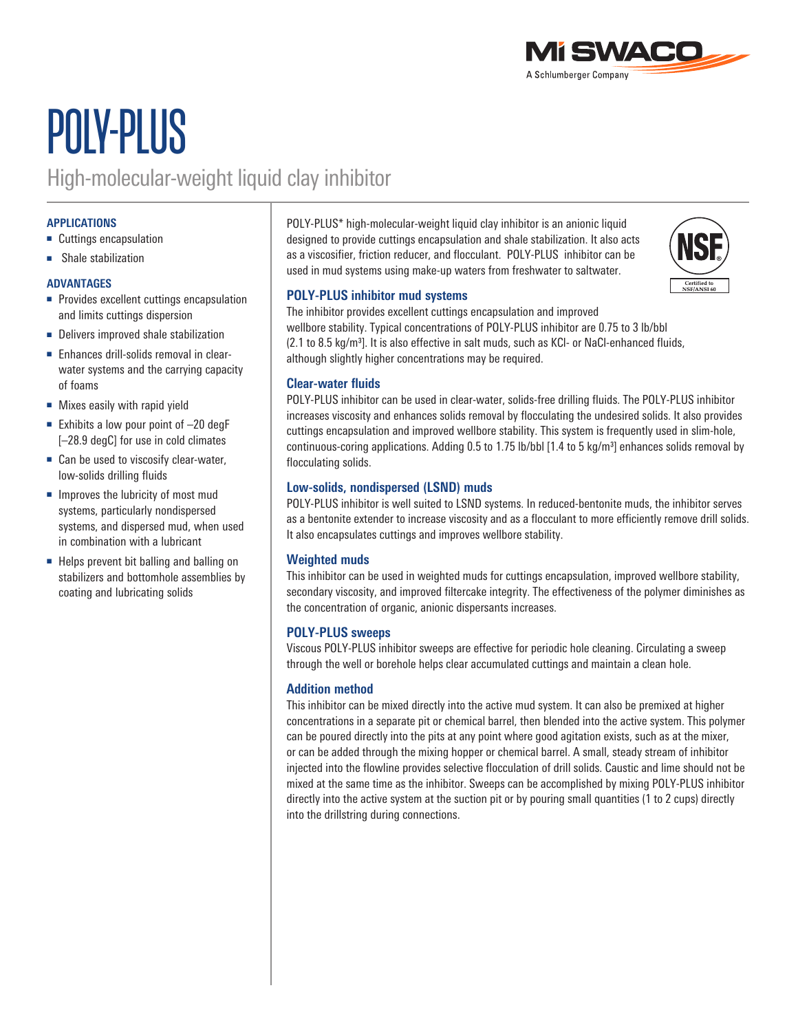MI SWACO
A Schlumberger Company

# POLY-PLUS

## High-molecular-weight liquid clay inhibitor

### APPLICATIONS

- Cuttings encapsulation
- Shale stabilization

### ADVANTAGES

- Provides excellent cuttings encapsulation and limits cuttings dispersion
- Delivers improved shale stabilization
- Enhances drill-solids removal in clear-water systems and the carrying capacity of foams
- Mixes easily with rapid yield
- Exhibits a low pour point of –20 degF [–28.9 degC] for use in cold climates
- Can be used to viscosify clear-water, low-solids drilling fluids
- Improves the lubricity of most mud systems, particularly nondispersed systems, and dispersed mud, when used in combination with a lubricant
- Helps prevent bit balling and balling on stabilizers and bottomhole assemblies by coating and lubricating solids

POLY-PLUS* high-molecular-weight liquid clay inhibitor is an anionic liquid designed to provide cuttings encapsulation and shale stabilization. It also acts as a viscosifier, friction reducer, and flocculant. POLY-PLUS inhibitor can be used in mud systems using make-up waters from freshwater to saltwater.

NSF Certified to NSF/ANSI 60

### POLY-PLUS inhibitor mud systems

The inhibitor provides excellent cuttings encapsulation and improved wellbore stability. Typical concentrations of POLY-PLUS inhibitor are 0.75 to 3 lb/bbl (2.1 to 8.5 kg/m$^3$). It is also effective in salt muds, such as KCl- or NaCl-enhanced fluids, although slightly higher concentrations may be required.

### Clear-water fluids

POLY-PLUS inhibitor can be used in clear-water, solids-free drilling fluids. The POLY-PLUS inhibitor increases viscosity and enhances solids removal by flocculating the undesired solids. It also provides cuttings encapsulation and improved wellbore stability. This system is frequently used in slim-hole, continuous-coring applications. Adding 0.5 to 1.75 lb/bbl [1.4 to 5 kg/m$^3$] enhances solids removal by flocculating solids.

### Low-solids, nondispersed (LSND) muds

POLY-PLUS inhibitor is well suited to LSND systems. In reduced-bentonite muds, the inhibitor serves as a bentonite extender to increase viscosity and as a flocculant to more efficiently remove drill solids. It also encapsulates cuttings and improves wellbore stability.

### Weighted muds

This inhibitor can be used in weighted muds for cuttings encapsulation, improved wellbore stability, secondary viscosity, and improved filtercake integrity. The effectiveness of the polymer diminishes as the concentration of organic, anionic dispersants increases.

### POLY-PLUS sweeps

Viscous POLY-PLUS inhibitor sweeps are effective for periodic hole cleaning. Circulating a sweep through the well or borehole helps clear accumulated cuttings and maintain a clean hole.

### Addition method

This inhibitor can be mixed directly into the active mud system. It can also be premixed at higher concentrations in a separate pit or chemical barrel, then blended into the active system. This polymer can be poured directly into the pits at any point where good agitation exists, such as at the mixer, or can be added through the mixing hopper or chemical barrel. A small, steady stream of inhibitor injected into the flowline provides selective flocculation of drill solids. Caustic and lime should not be mixed at the same time as the inhibitor. Sweeps can be accomplished by mixing POLY-PLUS inhibitor directly into the active system at the suction pit or by pouring small quantities (1 to 2 cups) directly into the drillstring during connections.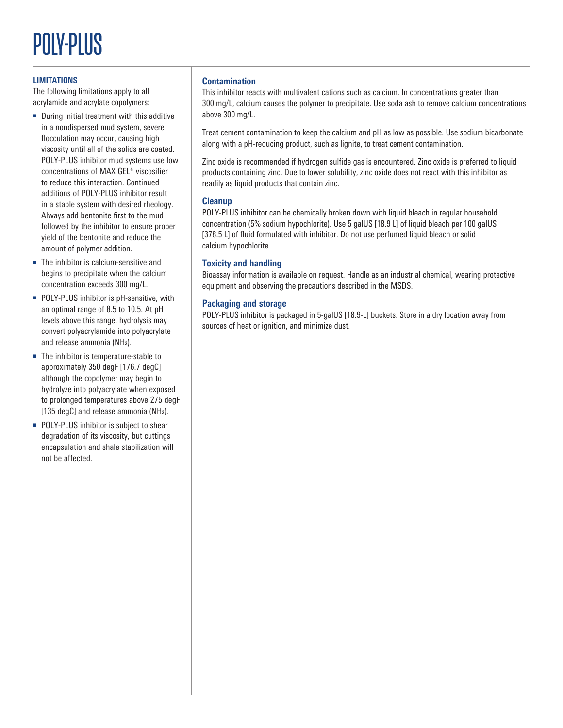# POLY-PLUS

### LIMITATIONS

The following limitations apply to all acrylamide and acrylate copolymers:

- During initial treatment with this additive in a nondispersed mud system, severe flocculation may occur, causing high viscosity until all of the solids are coated. POLY-PLUS inhibitor mud systems use low concentrations of MAX GEL* viscosifier to reduce this interaction. Continued additions of POLY-PLUS inhibitor result in a stable system with desired rheology. Always add bentonite first to the mud followed by the inhibitor to ensure proper yield of the bentonite and reduce the amount of polymer addition.
- The inhibitor is calcium-sensitive and begins to precipitate when the calcium concentration exceeds 300 mg/L.
- POLY-PLUS inhibitor is pH-sensitive, with an optimal range of 8.5 to 10.5. At pH levels above this range, hydrolysis may convert polyacrylamide into polyacrylate and release ammonia ($NH_3$).
- The inhibitor is temperature-stable to approximately 350 degF [176.7 degC] although the copolymer may begin to hydrolyze into polyacrylate when exposed to prolonged temperatures above 275 degF [135 degC] and release ammonia ($NH_3$).
- POLY-PLUS inhibitor is subject to shear degradation of its viscosity, but cuttings encapsulation and shale stabilization will not be affected.

### Contamination

This inhibitor reacts with multivalent cations such as calcium. In concentrations greater than 300 mg/L, calcium causes the polymer to precipitate. Use soda ash to remove calcium concentrations above 300 mg/L.

Treat cement contamination to keep the calcium and pH as low as possible. Use sodium bicarbonate along with a pH-reducing product, such as lignite, to treat cement contamination.

Zinc oxide is recommended if hydrogen sulfide gas is encountered. Zinc oxide is preferred to liquid products containing zinc. Due to lower solubility, zinc oxide does not react with this inhibitor as readily as liquid products that contain zinc.

### Cleanup

POLY-PLUS inhibitor can be chemically broken down with liquid bleach in regular household concentration (5% sodium hypochlorite). Use 5 galUS [18.9 L] of liquid bleach per 100 galUS [378.5 L] of fluid formulated with inhibitor. Do not use perfumed liquid bleach or solid calcium hypochlorite.

### Toxicity and handling

Bioassay information is available on request. Handle as an industrial chemical, wearing protective equipment and observing the precautions described in the MSDS.

### Packaging and storage

POLY-PLUS inhibitor is packaged in 5-galUS [18.9-L] buckets. Store in a dry location away from sources of heat or ignition, and minimize dust.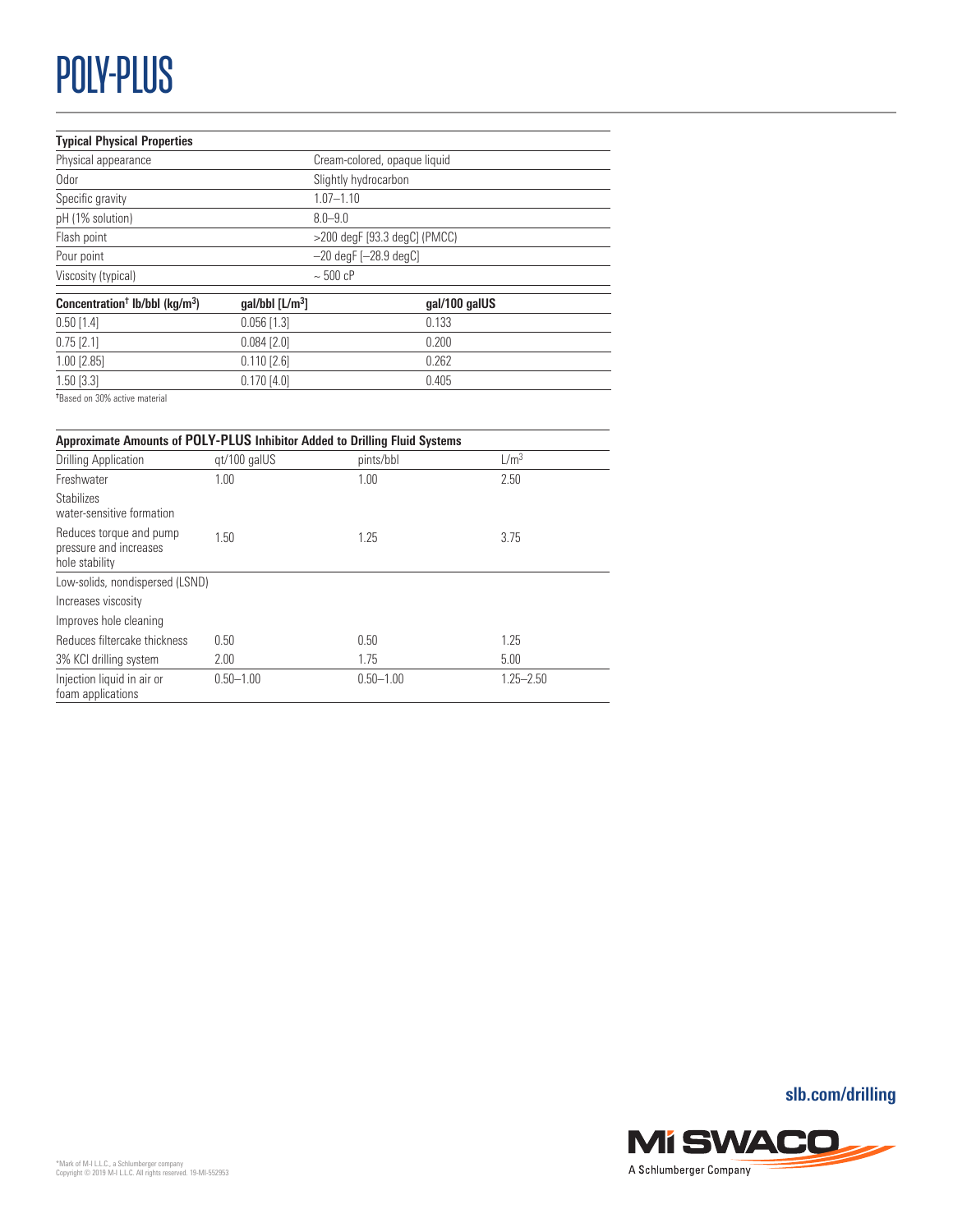# POLY-PLUS

| Typical Physical Properties | |
|---|---|
| Physical appearance | Cream-colored, opaque liquid |
| Odor | Slightly hydrocarbon |
| Specific gravity | 1.07–1.10 |
| pH (1% solution) | 8.0–9.0 |
| Flash point | >200 degF [93.3 degC] (PMCC) |
| Pour point | –20 degF [–28.9 degC] |
| Viscosity (typical) | ~ 500 cP |

| Concentration† lb/bbl ($kg/m^3$) | gal/bbl [$L/m^3$] | gal/100 galUS |
|---|---|---|
| 0.50 [1.4] | 0.056 [1.3] | 0.133 |
| 0.75 [2.1] | 0.084 [2.0] | 0.200 |
| 1.00 [2.85] | 0.110 [2.6] | 0.262 |
| 1.50 [3.3] | 0.170 [4.0] | 0.405 |

†Based on 30% active material

**Approximate Amounts of POLY-PLUS Inhibitor Added to Drilling Fluid Systems**

| Drilling Application | qt/100 galUS | pints/bbl | $L/m^3$ |
|---|---|---|---|
| Freshwater | 1.00 | 1.00 | 2.50 |
| Stabilizes water-sensitive formation | | | |
| Reduces torque and pump pressure and increases hole stability | 1.50 | 1.25 | 3.75 |
| Low-solids, nondispersed (LSND) | | | |
| Increases viscosity | | | |
| Improves hole cleaning | | | |
| Reduces filtercake thickness | 0.50 | 0.50 | 1.25 |
| 3% KCl drilling system | 2.00 | 1.75 | 5.00 |
| Injection liquid in air or foam applications | 0.50–1.00 | 0.50–1.00 | 1.25–2.50 |

slb.com/drilling

MI SWACO
A Schlumberger Company

*Mark of M-I L.L.C., a Schlumberger company
Copyright © 2019 M-I L.L.C. All rights reserved. 19-MI-552953